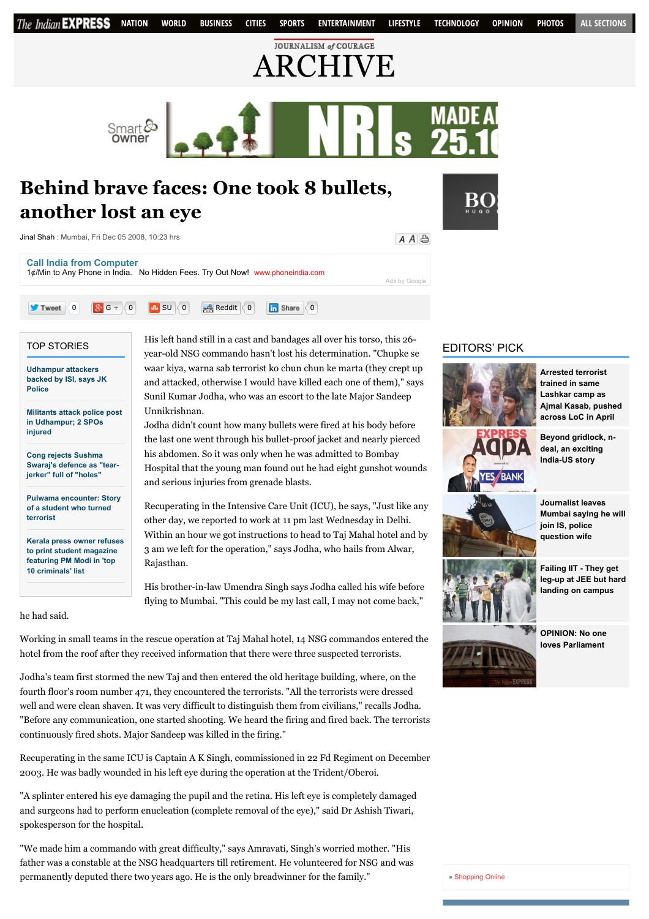# Behind brave faces: One took 8 bullets, another lost an eye

Jinal Shah : Mumbai, Fri Dec 05 2008, 10:23 hrs

His left hand still in a cast and bandages all over his torso, this 26-year-old NSG commando hasn't lost his determination. "Chupke se waar kiya, warna sab terrorist ko chun chun ke marta (they crept up and attacked, otherwise I would have killed each one of them)," says Sunil Kumar Jodha, who was an escort to the late Major Sandeep Unnikrishnan.

Jodha didn't count how many bullets were fired at his body before the last one went through his bullet-proof jacket and nearly pierced his abdomen. So it was only when he was admitted to Bombay Hospital that the young man found out he had eight gunshot wounds and serious injuries from grenade blasts.

Recuperating in the Intensive Care Unit (ICU), he says, "Just like any other day, we reported to work at 11 pm last Wednesday in Delhi. Within an hour we got instructions to head to Taj Mahal hotel and by 3 am we left for the operation," says Jodha, who hails from Alwar, Rajasthan.

His brother-in-law Umendra Singh says Jodha called his wife before flying to Mumbai. "This could be my last call, I may not come back," he had said.

Working in small teams in the rescue operation at Taj Mahal hotel, 14 NSG commandos entered the hotel from the roof after they received information that there were three suspected terrorists.

Jodha's team first stormed the new Taj and then entered the old heritage building, where, on the fourth floor's room number 471, they encountered the terrorists. "All the terrorists were dressed well and were clean shaven. It was very difficult to distinguish them from civilians," recalls Jodha. "Before any communication, one started shooting. We heard the firing and fired back. The terrorists continuously fired shots. Major Sandeep was killed in the firing."

Recuperating in the same ICU is Captain A K Singh, commissioned in 22 Fd Regiment on December 2003. He was badly wounded in his left eye during the operation at the Trident/Oberoi.

"A splinter entered his eye damaging the pupil and the retina. His left eye is completely damaged and surgeons had to perform enucleation (complete removal of the eye)," said Dr Ashish Tiwari, spokesperson for the hospital.

"We made him a commando with great difficulty," says Amravati, Singh's worried mother. "His father was a constable at the NSG headquarters till retirement. He volunteered for NSG and was permanently deputed there two years ago. He is the only breadwinner for the family."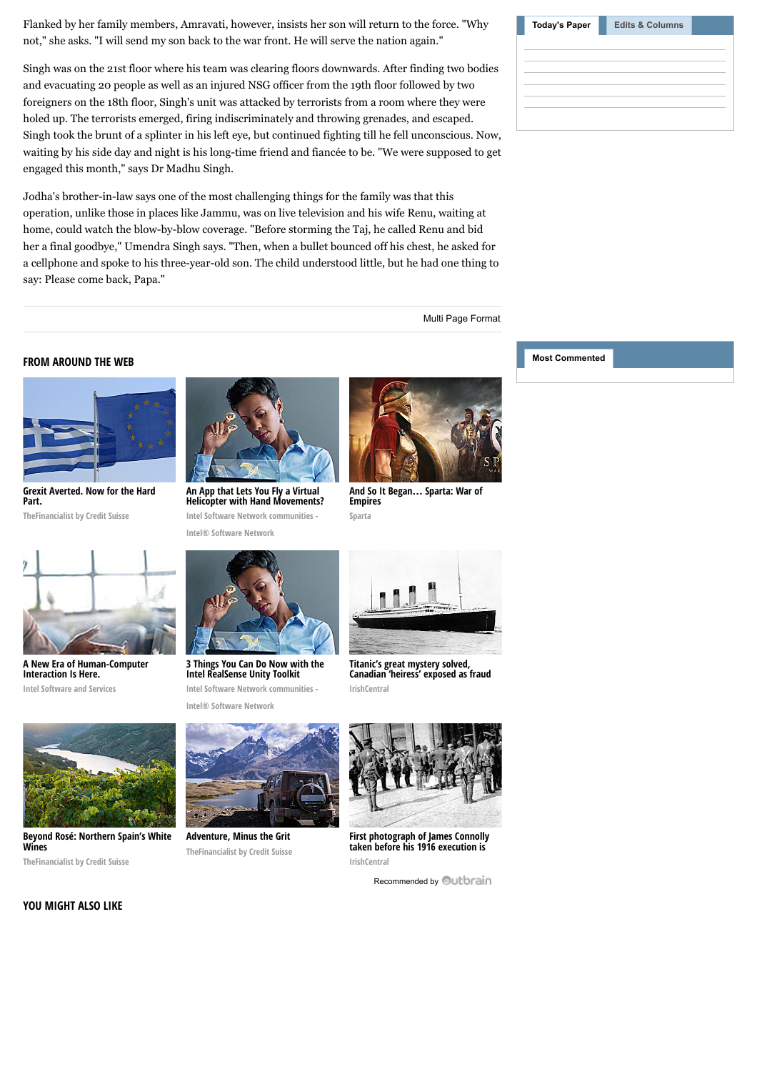Flanked by her family members, Amravati, however, insists her son will return to the force. "Why not," she asks. "I will send my son back to the war front. He will serve the nation again."

Singh was on the 21st floor where his team was clearing floors downwards. After finding two bodies and evacuating 20 people as well as an injured NSG officer from the 19th floor followed by two foreigners on the 18th floor, Singh's unit was attacked by terrorists from a room where they were holed up. The terrorists emerged, firing indiscriminately and throwing grenades, and escaped. Singh took the brunt of a splinter in his left eye, but continued fighting till he fell unconscious. Now, waiting by his side day and night is his long-time friend and fiancée to be. "We were supposed to get engaged this month," says Dr Madhu Singh.

Jodha's brother-in-law says one of the most challenging things for the family was that this operation, unlike those in places like Jammu, was on live television and his wife Renu, waiting at home, could watch the blow-by-blow coverage. "Before storming the Taj, he called Renu and bid her a final goodbye," Umendra Singh says. "Then, when a bullet bounced off his chest, he asked for a cellphone and spoke to his three-year-old son. The child understood little, but he had one thing to say: Please come back, Papa."

Multi Page Format

Today's Paper | Edits & Columns

## FROM AROUND THE WEB

**Grexit Averted. Now for the Hard Part.**
TheFinancialist by Credit Suisse

**An App that Lets You Fly a Virtual Helicopter with Hand Movements?**
Intel Software Network communities - Intel® Software Network

**And So It Began… Sparta: War of Empires**
Sparta

**A New Era of Human-Computer Interaction Is Here.**
Intel Software and Services

**3 Things You Can Do Now with the Intel RealSense Unity Toolkit**
Intel Software Network communities - Intel® Software Network

**Titanic's great mystery solved, Canadian 'heiress' exposed as fraud**
IrishCentral

**Beyond Rosé: Northern Spain's White Wines**
TheFinancialist by Credit Suisse

**Adventure, Minus the Grit**
TheFinancialist by Credit Suisse

**First photograph of James Connolly taken before his 1916 execution is**
IrishCentral

Recommended by Outbrain

Most Commented

## YOU MIGHT ALSO LIKE